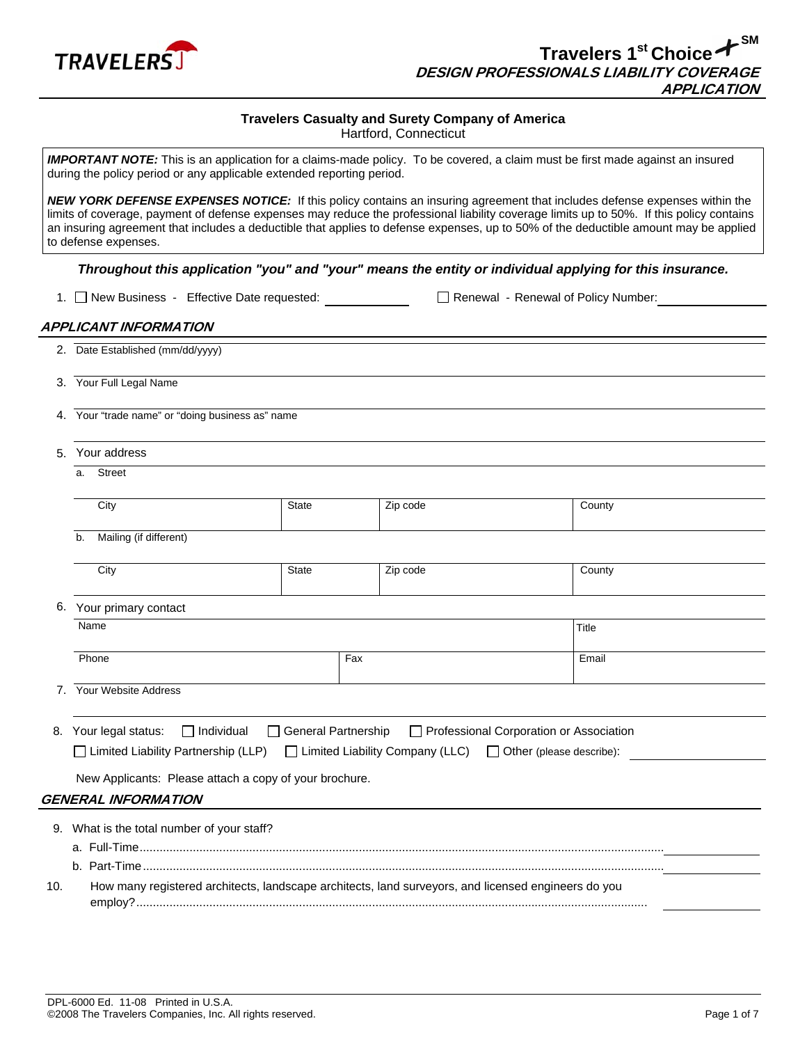# Travelers 1st Choice+ SM

## DESIGN PROFESSIONALS LIABILITY COVERAGE APPLICATION

**Travelers Casualty and Surety Company of America**
Hartford, Connecticut

***IMPORTANT NOTE:*** This is an application for a claims-made policy. To be covered, a claim must be first made against an insured during the policy period or any applicable extended reporting period.

***NEW YORK DEFENSE EXPENSES NOTICE:*** If this policy contains an insuring agreement that includes defense expenses within the limits of coverage, payment of defense expenses may reduce the professional liability coverage limits up to 50%. If this policy contains an insuring agreement that includes a deductible that applies to defense expenses, up to 50% of the deductible amount may be applied to defense expenses.

***Throughout this application "you" and "your" means the entity or individual applying for this insurance.***

1. ☐ New Business - Effective Date requested: ____________ ☐ Renewal - Renewal of Policy Number: ____________

### APPLICANT INFORMATION

2. Date Established (mm/dd/yyyy)

3. Your Full Legal Name

4. Your "trade name" or "doing business as" name

5. Your address

   a. Street

| City | State | Zip code | County |
|---|---|---|---|
| | | | |

   b. Mailing (if different)

| City | State | Zip code | County |
|---|---|---|---|
| | | | |

6. Your primary contact

| Name | | Title |
|---|---|---|
| **Phone** | **Fax** | **Email** |
| | | |

7. Your Website Address

8. Your legal status: ☐ Individual ☐ General Partnership ☐ Professional Corporation or Association
   ☐ Limited Liability Partnership (LLP) ☐ Limited Liability Company (LLC) ☐ Other (please describe): ____________

   New Applicants: Please attach a copy of your brochure.

### GENERAL INFORMATION

9. What is the total number of your staff?

   a. Full-Time.................... ____________

   b. Part-Time.................... ____________

10. How many registered architects, landscape architects, land surveyors, and licensed engineers do you employ?.................... ____________

DPL-6000 Ed. 11-08 Printed in U.S.A.
©2008 The Travelers Companies, Inc. All rights reserved.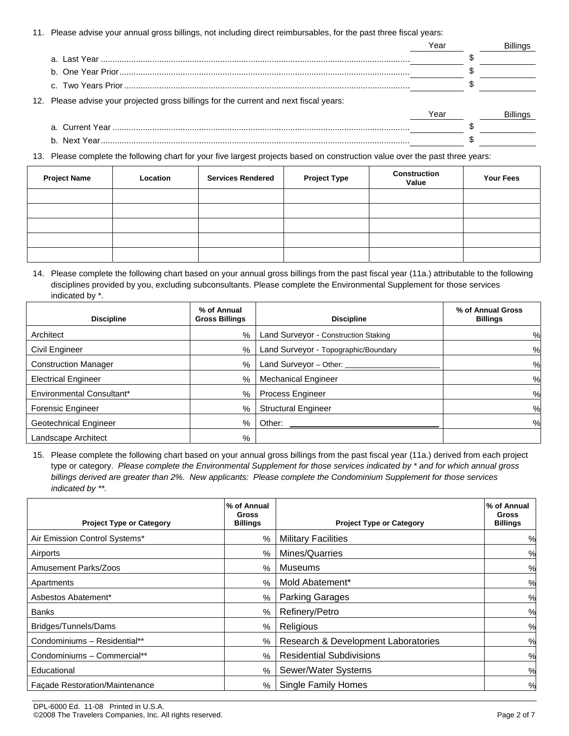11. Please advise your annual gross billings, not including direct reimbursables, for the past three fiscal years:

| | Year | Billings |
|---|---|---|
| a. Last Year | | $ |
| b. One Year Prior | | $ |
| c. Two Years Prior | | $ |

12. Please advise your projected gross billings for the current and next fiscal years:

| | Year | Billings |
|---|---|---|
| a. Current Year | | $ |
| b. Next Year | | $ |

13. Please complete the following chart for your five largest projects based on construction value over the past three years:

| Project Name | Location | Services Rendered | Project Type | Construction Value | Your Fees |
|---|---|---|---|---|---|
| | | | | | |
| | | | | | |
| | | | | | |
| | | | | | |
| | | | | | |

14. Please complete the following chart based on your annual gross billings from the past fiscal year (11a.) attributable to the following disciplines provided by you, excluding subconsultants. Please complete the Environmental Supplement for those services indicated by *.

| Discipline | % of Annual Gross Billings | Discipline | % of Annual Gross Billings |
|---|---|---|---|
| Architect | % | Land Surveyor - Construction Staking | % |
| Civil Engineer | % | Land Surveyor - Topographic/Boundary | % |
| Construction Manager | % | Land Surveyor – Other: ______________ | % |
| Electrical Engineer | % | Mechanical Engineer | % |
| Environmental Consultant* | % | Process Engineer | % |
| Forensic Engineer | % | Structural Engineer | % |
| Geotechnical Engineer | % | Other: ______________ | % |
| Landscape Architect | % | | |

15. Please complete the following chart based on your annual gross billings from the past fiscal year (11a.) derived from each project type or category. *Please complete the Environmental Supplement for those services indicated by * and for which annual gross billings derived are greater than 2%. New applicants: Please complete the Condominium Supplement for those services indicated by **.*

| Project Type or Category | % of Annual Gross Billings | Project Type or Category | % of Annual Gross Billings |
|---|---|---|---|
| Air Emission Control Systems* | % | Military Facilities | % |
| Airports | % | Mines/Quarries | % |
| Amusement Parks/Zoos | % | Museums | % |
| Apartments | % | Mold Abatement* | % |
| Asbestos Abatement* | % | Parking Garages | % |
| Banks | % | Refinery/Petro | % |
| Bridges/Tunnels/Dams | % | Religious | % |
| Condominiums – Residential** | % | Research & Development Laboratories | % |
| Condominiums – Commercial** | % | Residential Subdivisions | % |
| Educational | % | Sewer/Water Systems | % |
| Façade Restoration/Maintenance | % | Single Family Homes | % |

DPL-6000 Ed. 11-08 Printed in U.S.A.
©2008 The Travelers Companies, Inc. All rights reserved.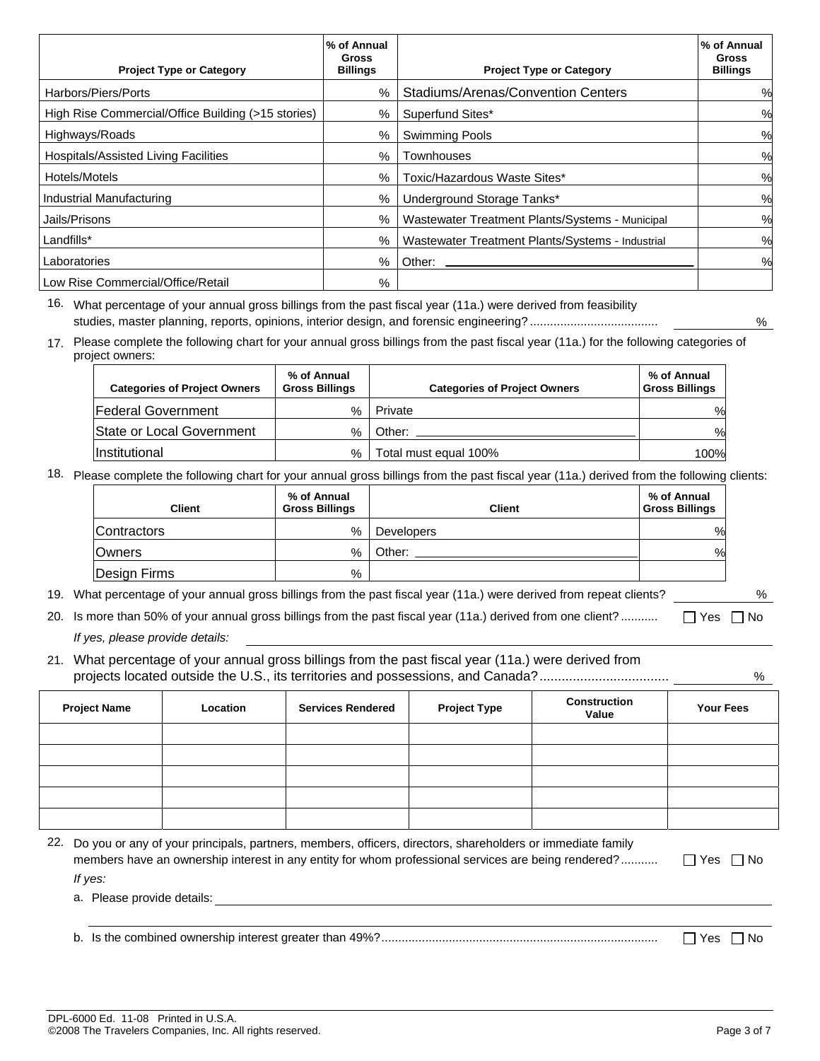| Project Type or Category | % of Annual Gross Billings | Project Type or Category | % of Annual Gross Billings |
| --- | --- | --- | --- |
| Harbors/Piers/Ports | % | Stadiums/Arenas/Convention Centers | % |
| High Rise Commercial/Office Building (>15 stories) | % | Superfund Sites* | % |
| Highways/Roads | % | Swimming Pools | % |
| Hospitals/Assisted Living Facilities | % | Townhouses | % |
| Hotels/Motels | % | Toxic/Hazardous Waste Sites* | % |
| Industrial Manufacturing | % | Underground Storage Tanks* | % |
| Jails/Prisons | % | Wastewater Treatment Plants/Systems - Municipal | % |
| Landfills* | % | Wastewater Treatment Plants/Systems - Industrial | % |
| Laboratories | % | Other: ______________________ | % |
| Low Rise Commercial/Office/Retail | % | | |

16. What percentage of your annual gross billings from the past fiscal year (11a.) were derived from feasibility studies, master planning, reports, opinions, interior design, and forensic engineering? ...................................... ________ %

17. Please complete the following chart for your annual gross billings from the past fiscal year (11a.) for the following categories of project owners:

| Categories of Project Owners | % of Annual Gross Billings | Categories of Project Owners | % of Annual Gross Billings |
| --- | --- | --- | --- |
| Federal Government | % | Private | % |
| State or Local Government | % | Other: ______________________ | % |
| Institutional | % | Total must equal 100% | 100% |

18. Please complete the following chart for your annual gross billings from the past fiscal year (11a.) derived from the following clients:

| Client | % of Annual Gross Billings | Client | % of Annual Gross Billings |
| --- | --- | --- | --- |
| Contractors | % | Developers | % |
| Owners | % | Other: ______________________ | % |
| Design Firms | % | | |

19. What percentage of your annual gross billings from the past fiscal year (11a.) were derived from repeat clients? ________ %

20. Is more than 50% of your annual gross billings from the past fiscal year (11a.) derived from one client? ........... ☐ Yes ☐ No

    *If yes, please provide details:* ______________________

21. What percentage of your annual gross billings from the past fiscal year (11a.) were derived from projects located outside the U.S., its territories and possessions, and Canada? ................................... ________ %

| Project Name | Location | Services Rendered | Project Type | Construction Value | Your Fees |
| --- | --- | --- | --- | --- | --- |
| | | | | | |
| | | | | | |
| | | | | | |
| | | | | | |
| | | | | | |

22. Do you or any of your principals, partners, members, officers, directors, shareholders or immediate family members have an ownership interest in any entity for whom professional services are being rendered? ........... ☐ Yes ☐ No

    *If yes:*

    a. Please provide details: ______________________

    ______________________

    b. Is the combined ownership interest greater than 49%? ................................................................................. ☐ Yes ☐ No

DPL-6000 Ed. 11-08 Printed in U.S.A.
©2008 The Travelers Companies, Inc. All rights reserved.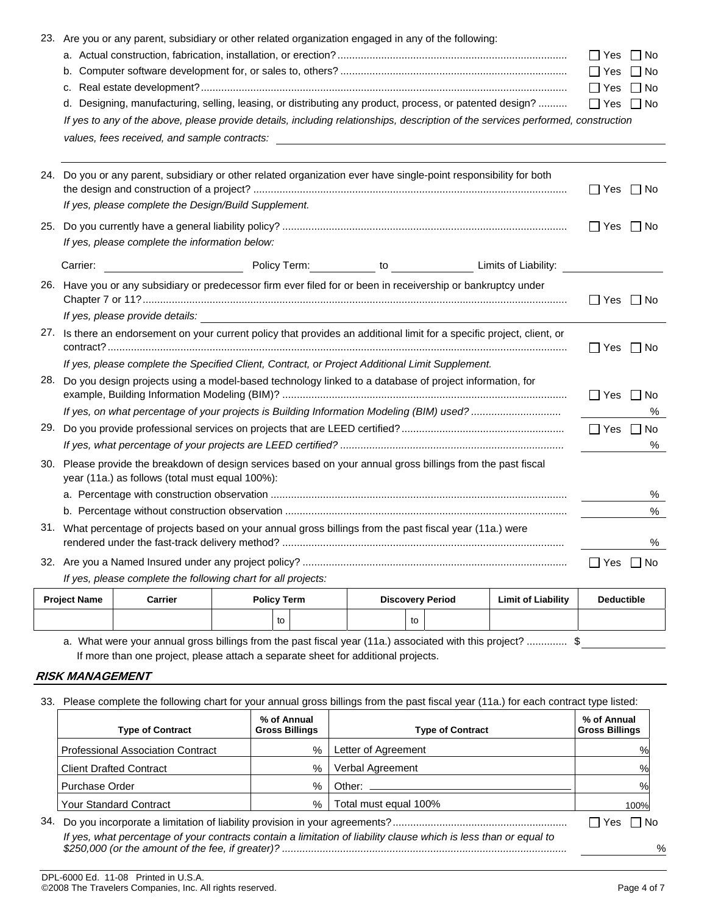23. Are you or any parent, subsidiary or other related organization engaged in any of the following:

a. Actual construction, fabrication, installation, or erection? ☐ Yes ☐ No

b. Computer software development for, or sales to, others? ☐ Yes ☐ No

c. Real estate development? ☐ Yes ☐ No

d. Designing, manufacturing, selling, leasing, or distributing any product, process, or patented design? ☐ Yes ☐ No

*If yes to any of the above, please provide details, including relationships, description of the services performed, construction values, fees received, and sample contracts:* \_\_\_\_\_\_\_\_\_\_\_\_\_\_\_\_\_\_\_\_

24. Do you or any parent, subsidiary or other related organization ever have single-point responsibility for both the design and construction of a project? ☐ Yes ☐ No

*If yes, please complete the Design/Build Supplement.*

25. Do you currently have a general liability policy? ☐ Yes ☐ No

*If yes, please complete the information below:*

Carrier: \_\_\_\_\_\_\_\_\_\_ Policy Term: \_\_\_\_\_\_ to \_\_\_\_\_\_ Limits of Liability: \_\_\_\_\_\_\_\_\_\_

26. Have you or any subsidiary or predecessor firm ever filed for or been in receivership or bankruptcy under Chapter 7 or 11? ☐ Yes ☐ No

*If yes, please provide details:* \_\_\_\_\_\_\_\_\_\_\_\_\_\_\_\_\_\_\_\_

27. Is there an endorsement on your current policy that provides an additional limit for a specific project, client, or contract? ☐ Yes ☐ No

*If yes, please complete the Specified Client, Contract, or Project Additional Limit Supplement.*

28. Do you design projects using a model-based technology linked to a database of project information, for example, Building Information Modeling (BIM)? ☐ Yes ☐ No

*If yes, on what percentage of your projects is Building Information Modeling (BIM) used?* \_\_\_\_\_ %

29. Do you provide professional services on projects that are LEED certified? ☐ Yes ☐ No

*If yes, what percentage of your projects are LEED certified?* \_\_\_\_\_ %

30. Please provide the breakdown of design services based on your annual gross billings from the past fiscal year (11a.) as follows (total must equal 100%):

a. Percentage with construction observation \_\_\_\_\_ %

b. Percentage without construction observation \_\_\_\_\_ %

31. What percentage of projects based on your annual gross billings from the past fiscal year (11a.) were rendered under the fast-track delivery method? \_\_\_\_\_ %

32. Are you a Named Insured under any project policy? ☐ Yes ☐ No

*If yes, please complete the following chart for all projects:*

| Project Name | Carrier | Policy Term | Discovery Period | Limit of Liability | Deductible |
|---|---|---|---|---|---|
| | | to | to | | |

a. What were your annual gross billings from the past fiscal year (11a.) associated with this project? $ \_\_\_\_\_\_\_\_
If more than one project, please attach a separate sheet for additional projects.

## *RISK MANAGEMENT*

33. Please complete the following chart for your annual gross billings from the past fiscal year (11a.) for each contract type listed:

| Type of Contract | % of Annual Gross Billings | Type of Contract | % of Annual Gross Billings |
|---|---|---|---|
| Professional Association Contract | % | Letter of Agreement | % |
| Client Drafted Contract | % | Verbal Agreement | % |
| Purchase Order | % | Other: \_\_\_\_\_\_\_\_\_\_ | % |
| Your Standard Contract | % | Total must equal 100% | 100% |

34. Do you incorporate a limitation of liability provision in your agreements? ☐ Yes ☐ No

*If yes, what percentage of your contracts contain a limitation of liability clause which is less than or equal to $250,000 (or the amount of the fee, if greater)?* \_\_\_\_\_ %

DPL-6000 Ed. 11-08 Printed in U.S.A.
©2008 The Travelers Companies, Inc. All rights reserved.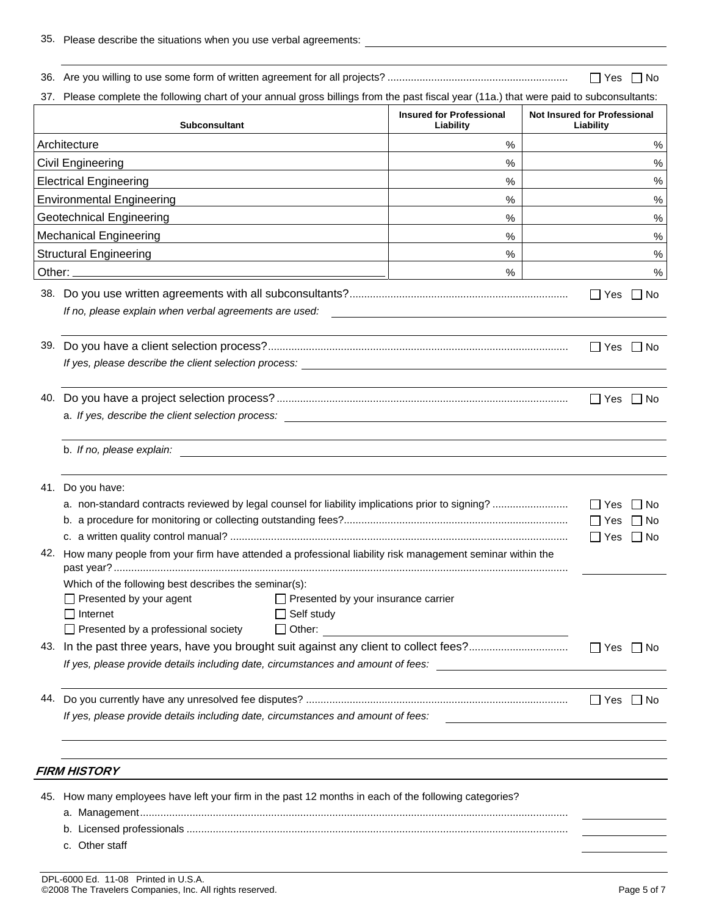35. Please describe the situations when you use verbal agreements: ______________________________

______________________________

36. Are you willing to use some form of written agreement for all projects? .............................................................. ☐ Yes ☐ No

37. Please complete the following chart of your annual gross billings from the past fiscal year (11a.) that were paid to subconsultants:

| Subconsultant | Insured for Professional Liability | Not Insured for Professional Liability |
|---|---|---|
| Architecture | % | % |
| Civil Engineering | % | % |
| Electrical Engineering | % | % |
| Environmental Engineering | % | % |
| Geotechnical Engineering | % | % |
| Mechanical Engineering | % | % |
| Structural Engineering | % | % |
| Other: ______________ | % | % |

38. Do you use written agreements with all subconsultants?........................................................................... ☐ Yes ☐ No

*If no, please explain when verbal agreements are used:* ______________________________

______________________________

39. Do you have a client selection process?...................................................................................................... ☐ Yes ☐ No

*If yes, please describe the client selection process:* ______________________________

______________________________

40. Do you have a project selection process?................................................................................................... ☐ Yes ☐ No

a. *If yes, describe the client selection process:* ______________________________

______________________________

b. *If no, please explain:* ______________________________

______________________________

41. Do you have:

a. non-standard contracts reviewed by legal counsel for liability implications prior to signing? ......................... ☐ Yes ☐ No

b. a procedure for monitoring or collecting outstanding fees?............................................................................ ☐ Yes ☐ No

c. a written quality control manual? ................................................................................................................... ☐ Yes ☐ No

42. How many people from your firm have attended a professional liability risk management seminar within the past year?.......................................................................................................................................... ______________

Which of the following best describes the seminar(s):

☐ Presented by your agent ☐ Presented by your insurance carrier

☐ Internet ☐ Self study

☐ Presented by a professional society ☐ Other: ______________________________

43. In the past three years, have you brought suit against any client to collect fees?.................................. ☐ Yes ☐ No

*If yes, please provide details including date, circumstances and amount of fees:* ______________________________

______________________________

44. Do you currently have any unresolved fee disputes? .......................................................................................... ☐ Yes ☐ No

*If yes, please provide details including date, circumstances and amount of fees:* ______________________________

______________________________

______________________________

## FIRM HISTORY

45. How many employees have left your firm in the past 12 months in each of the following categories?

a. Management.................................................................................................................................................. ______________

b. Licensed professionals .................................................................................................................................. ______________

c. Other staff ______________

DPL-6000 Ed. 11-08 Printed in U.S.A.
©2008 The Travelers Companies, Inc. All rights reserved.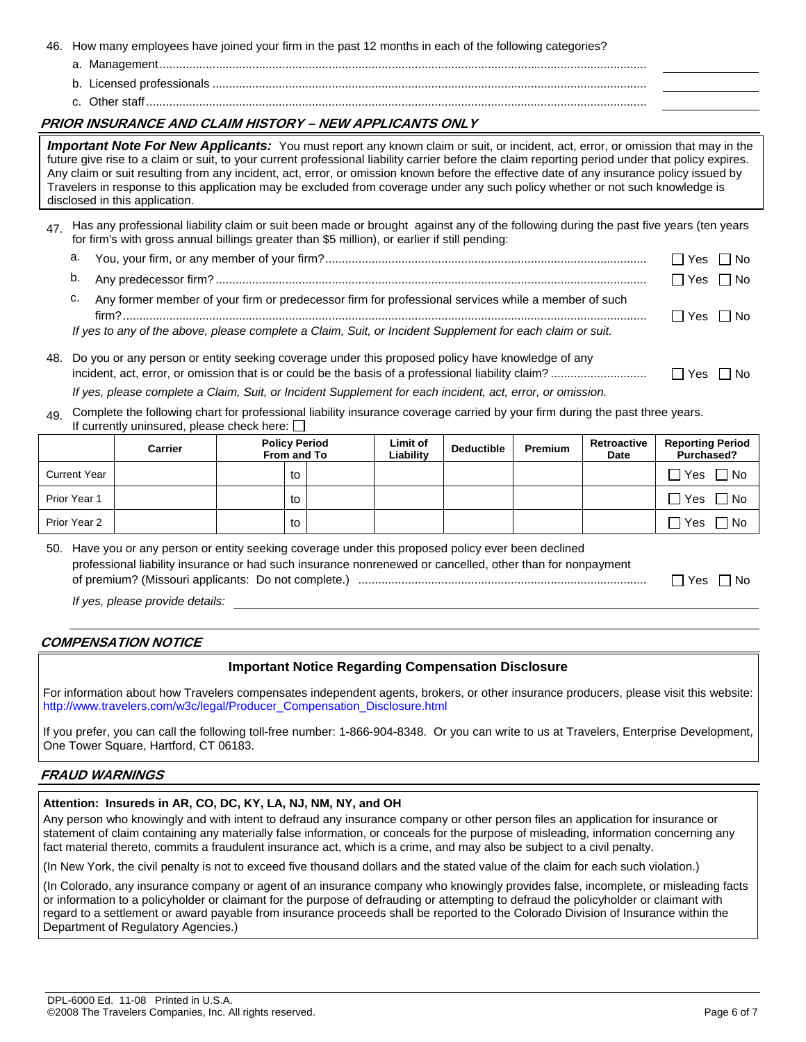46. How many employees have joined your firm in the past 12 months in each of the following categories?
   a. Management ______
   b. Licensed professionals ______
   c. Other staff ______

## PRIOR INSURANCE AND CLAIM HISTORY – NEW APPLICANTS ONLY

***Important Note For New Applicants:*** You must report any known claim or suit, or incident, act, error, or omission that may in the future give rise to a claim or suit, to your current professional liability carrier before the claim reporting period under that policy expires. Any claim or suit resulting from any incident, act, error, or omission known before the effective date of any insurance policy issued by Travelers in response to this application may be excluded from coverage under any such policy whether or not such knowledge is disclosed in this application.

47. Has any professional liability claim or suit been made or brought against any of the following during the past five years (ten years for firm's with gross annual billings greater than $5 million), or earlier if still pending:
   a. You, your firm, or any member of your firm? ☐ Yes ☐ No
   b. Any predecessor firm? ☐ Yes ☐ No
   c. Any former member of your firm or predecessor firm for professional services while a member of such firm? ☐ Yes ☐ No

   *If yes to any of the above, please complete a Claim, Suit, or Incident Supplement for each claim or suit.*

48. Do you or any person or entity seeking coverage under this proposed policy have knowledge of any incident, act, error, or omission that is or could be the basis of a professional liability claim? ☐ Yes ☐ No

   *If yes, please complete a Claim, Suit, or Incident Supplement for each incident, act, error, or omission.*

49. Complete the following chart for professional liability insurance coverage carried by your firm during the past three years. If currently uninsured, please check here: ☐

| | Carrier | Policy Period From and To | | | Limit of Liability | Deductible | Premium | Retroactive Date | Reporting Period Purchased? |
|---|---|---|---|---|---|---|---|---|---|
| Current Year | | | to | | | | | | ☐ Yes ☐ No |
| Prior Year 1 | | | to | | | | | | ☐ Yes ☐ No |
| Prior Year 2 | | | to | | | | | | ☐ Yes ☐ No |

50. Have you or any person or entity seeking coverage under this proposed policy ever been declined professional liability insurance or had such insurance nonrenewed or cancelled, other than for nonpayment of premium? (Missouri applicants: Do not complete.) ☐ Yes ☐ No

   *If yes, please provide details:* ______

## COMPENSATION NOTICE

**Important Notice Regarding Compensation Disclosure**

For information about how Travelers compensates independent agents, brokers, or other insurance producers, please visit this website: http://www.travelers.com/w3c/legal/Producer_Compensation_Disclosure.html

If you prefer, you can call the following toll-free number: 1-866-904-8348. Or you can write to us at Travelers, Enterprise Development, One Tower Square, Hartford, CT 06183.

## FRAUD WARNINGS

**Attention: Insureds in AR, CO, DC, KY, LA, NJ, NM, NY, and OH**

Any person who knowingly and with intent to defraud any insurance company or other person files an application for insurance or statement of claim containing any materially false information, or conceals for the purpose of misleading, information concerning any fact material thereto, commits a fraudulent insurance act, which is a crime, and may also be subject to a civil penalty.

(In New York, the civil penalty is not to exceed five thousand dollars and the stated value of the claim for each such violation.)

(In Colorado, any insurance company or agent of an insurance company who knowingly provides false, incomplete, or misleading facts or information to a policyholder or claimant for the purpose of defrauding or attempting to defraud the policyholder or claimant with regard to a settlement or award payable from insurance proceeds shall be reported to the Colorado Division of Insurance within the Department of Regulatory Agencies.)

DPL-6000 Ed. 11-08 Printed in U.S.A.
©2008 The Travelers Companies, Inc. All rights reserved.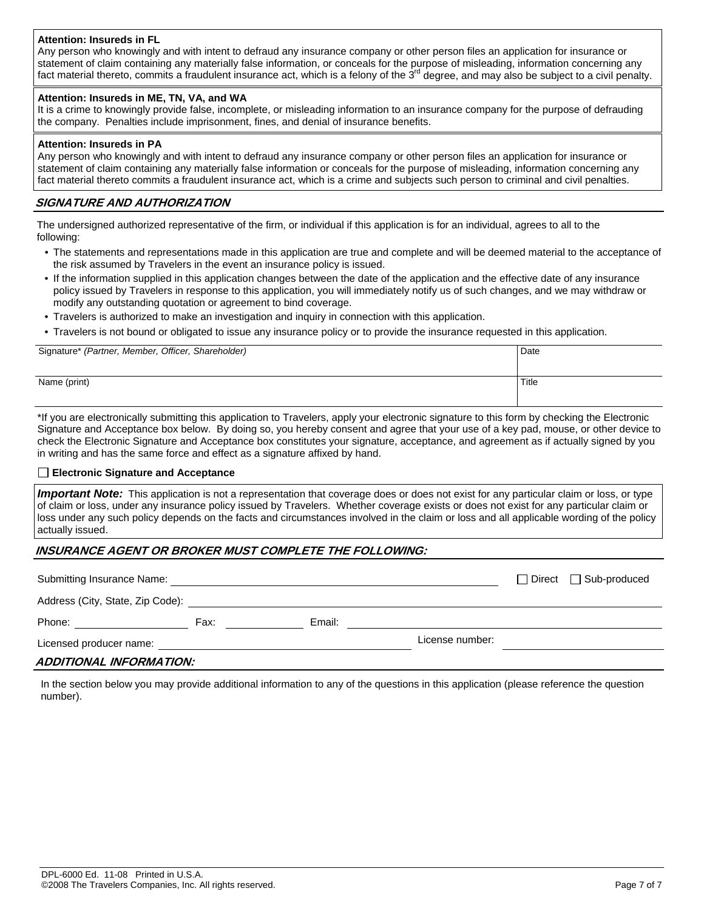**Attention: Insureds in FL**
Any person who knowingly and with intent to defraud any insurance company or other person files an application for insurance or statement of claim containing any materially false information, or conceals for the purpose of misleading, information concerning any fact material thereto, commits a fraudulent insurance act, which is a felony of the 3rd degree, and may also be subject to a civil penalty.

**Attention: Insureds in ME, TN, VA, and WA**
It is a crime to knowingly provide false, incomplete, or misleading information to an insurance company for the purpose of defrauding the company. Penalties include imprisonment, fines, and denial of insurance benefits.

**Attention: Insureds in PA**
Any person who knowingly and with intent to defraud any insurance company or other person files an application for insurance or statement of claim containing any materially false information or conceals for the purpose of misleading, information concerning any fact material thereto commits a fraudulent insurance act, which is a crime and subjects such person to criminal and civil penalties.

## *SIGNATURE AND AUTHORIZATION*

The undersigned authorized representative of the firm, or individual if this application is for an individual, agrees to all to the following:

- The statements and representations made in this application are true and complete and will be deemed material to the acceptance of the risk assumed by Travelers in the event an insurance policy is issued.
- If the information supplied in this application changes between the date of the application and the effective date of any insurance policy issued by Travelers in response to this application, you will immediately notify us of such changes, and we may withdraw or modify any outstanding quotation or agreement to bind coverage.
- Travelers is authorized to make an investigation and inquiry in connection with this application.
- Travelers is not bound or obligated to issue any insurance policy or to provide the insurance requested in this application.

| | |
|---|---|
| Signature* *(Partner, Member, Officer, Shareholder)* | Date |
| Name (print) | Title |

*If you are electronically submitting this application to Travelers, apply your electronic signature to this form by checking the Electronic Signature and Acceptance box below. By doing so, you hereby consent and agree that your use of a key pad, mouse, or other device to check the Electronic Signature and Acceptance box constitutes your signature, acceptance, and agreement as if actually signed by you in writing and has the same force and effect as a signature affixed by hand.

☐ **Electronic Signature and Acceptance**

***Important Note:*** This application is not a representation that coverage does or does not exist for any particular claim or loss, or type of claim or loss, under any insurance policy issued by Travelers. Whether coverage exists or does not exist for any particular claim or loss under any such policy depends on the facts and circumstances involved in the claim or loss and all applicable wording of the policy actually issued.

## *INSURANCE AGENT OR BROKER MUST COMPLETE THE FOLLOWING:*

Submitting Insurance Name: ______________________ ☐ Direct ☐ Sub-produced

Address (City, State, Zip Code): ______________________

Phone: __________ Fax: __________ Email: __________

Licensed producer name: __________ License number: __________

## *ADDITIONAL INFORMATION:*

In the section below you may provide additional information to any of the questions in this application (please reference the question number).

DPL-6000 Ed. 11-08 Printed in U.S.A.
©2008 The Travelers Companies, Inc. All rights reserved.